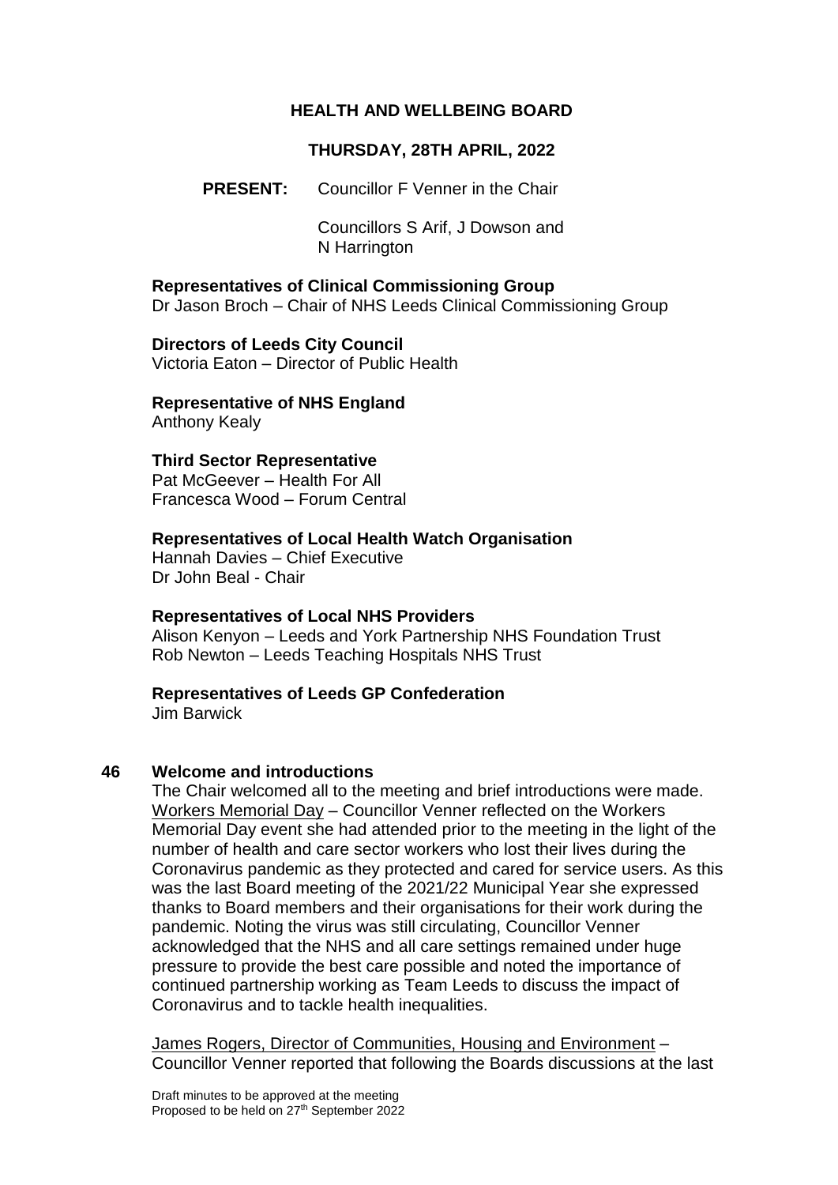# HEALTH AND WELLBEING BOARD

## THURSDAY, 28TH APRIL, 2022

**PRESENT:** Councillor F Venner in the Chair

Councillors S Arif, J Dowson and N Harrington

**Representatives of Clinical Commissioning Group**
Dr Jason Broch – Chair of NHS Leeds Clinical Commissioning Group

**Directors of Leeds City Council**
Victoria Eaton – Director of Public Health

**Representative of NHS England**
Anthony Kealy

**Third Sector Representative**
Pat McGeever – Health For All
Francesca Wood – Forum Central

**Representatives of Local Health Watch Organisation**
Hannah Davies – Chief Executive
Dr John Beal - Chair

**Representatives of Local NHS Providers**
Alison Kenyon – Leeds and York Partnership NHS Foundation Trust
Rob Newton – Leeds Teaching Hospitals NHS Trust

**Representatives of Leeds GP Confederation**
Jim Barwick

### 46 Welcome and introductions

The Chair welcomed all to the meeting and brief introductions were made.
Workers Memorial Day – Councillor Venner reflected on the Workers Memorial Day event she had attended prior to the meeting in the light of the number of health and care sector workers who lost their lives during the Coronavirus pandemic as they protected and cared for service users. As this was the last Board meeting of the 2021/22 Municipal Year she expressed thanks to Board members and their organisations for their work during the pandemic. Noting the virus was still circulating, Councillor Venner acknowledged that the NHS and all care settings remained under huge pressure to provide the best care possible and noted the importance of continued partnership working as Team Leeds to discuss the impact of Coronavirus and to tackle health inequalities.

James Rogers, Director of Communities, Housing and Environment – Councillor Venner reported that following the Boards discussions at the last

Draft minutes to be approved at the meeting
Proposed to be held on 27th September 2022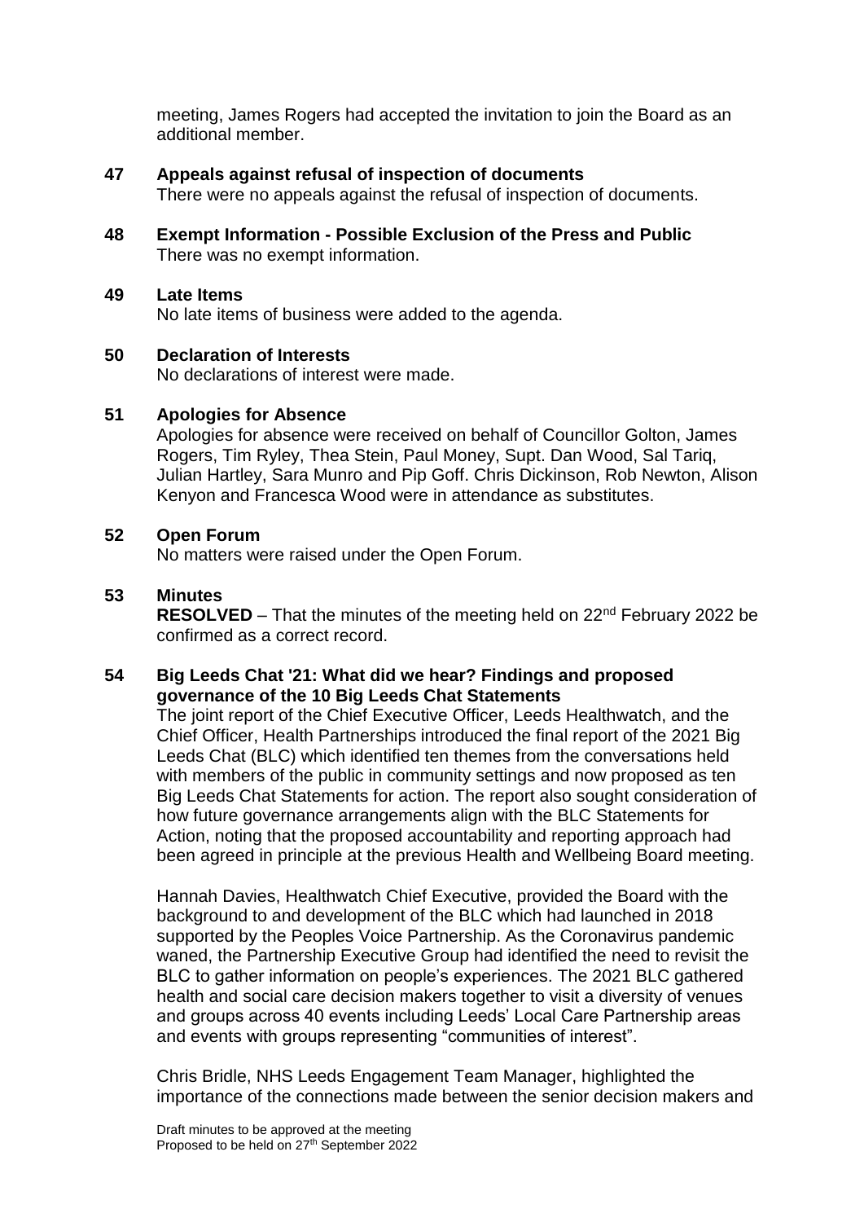meeting, James Rogers had accepted the invitation to join the Board as an additional member.

**47 Appeals against refusal of inspection of documents**

There were no appeals against the refusal of inspection of documents.

**48 Exempt Information - Possible Exclusion of the Press and Public**

There was no exempt information.

**49 Late Items**

No late items of business were added to the agenda.

**50 Declaration of Interests**

No declarations of interest were made.

**51 Apologies for Absence**

Apologies for absence were received on behalf of Councillor Golton, James Rogers, Tim Ryley, Thea Stein, Paul Money, Supt. Dan Wood, Sal Tariq, Julian Hartley, Sara Munro and Pip Goff. Chris Dickinson, Rob Newton, Alison Kenyon and Francesca Wood were in attendance as substitutes.

**52 Open Forum**

No matters were raised under the Open Forum.

**53 Minutes**

**RESOLVED** – That the minutes of the meeting held on 22nd February 2022 be confirmed as a correct record.

**54 Big Leeds Chat '21: What did we hear? Findings and proposed governance of the 10 Big Leeds Chat Statements**

The joint report of the Chief Executive Officer, Leeds Healthwatch, and the Chief Officer, Health Partnerships introduced the final report of the 2021 Big Leeds Chat (BLC) which identified ten themes from the conversations held with members of the public in community settings and now proposed as ten Big Leeds Chat Statements for action. The report also sought consideration of how future governance arrangements align with the BLC Statements for Action, noting that the proposed accountability and reporting approach had been agreed in principle at the previous Health and Wellbeing Board meeting.

Hannah Davies, Healthwatch Chief Executive, provided the Board with the background to and development of the BLC which had launched in 2018 supported by the Peoples Voice Partnership. As the Coronavirus pandemic waned, the Partnership Executive Group had identified the need to revisit the BLC to gather information on people's experiences. The 2021 BLC gathered health and social care decision makers together to visit a diversity of venues and groups across 40 events including Leeds' Local Care Partnership areas and events with groups representing "communities of interest".

Chris Bridle, NHS Leeds Engagement Team Manager, highlighted the importance of the connections made between the senior decision makers and

Draft minutes to be approved at the meeting
Proposed to be held on 27th September 2022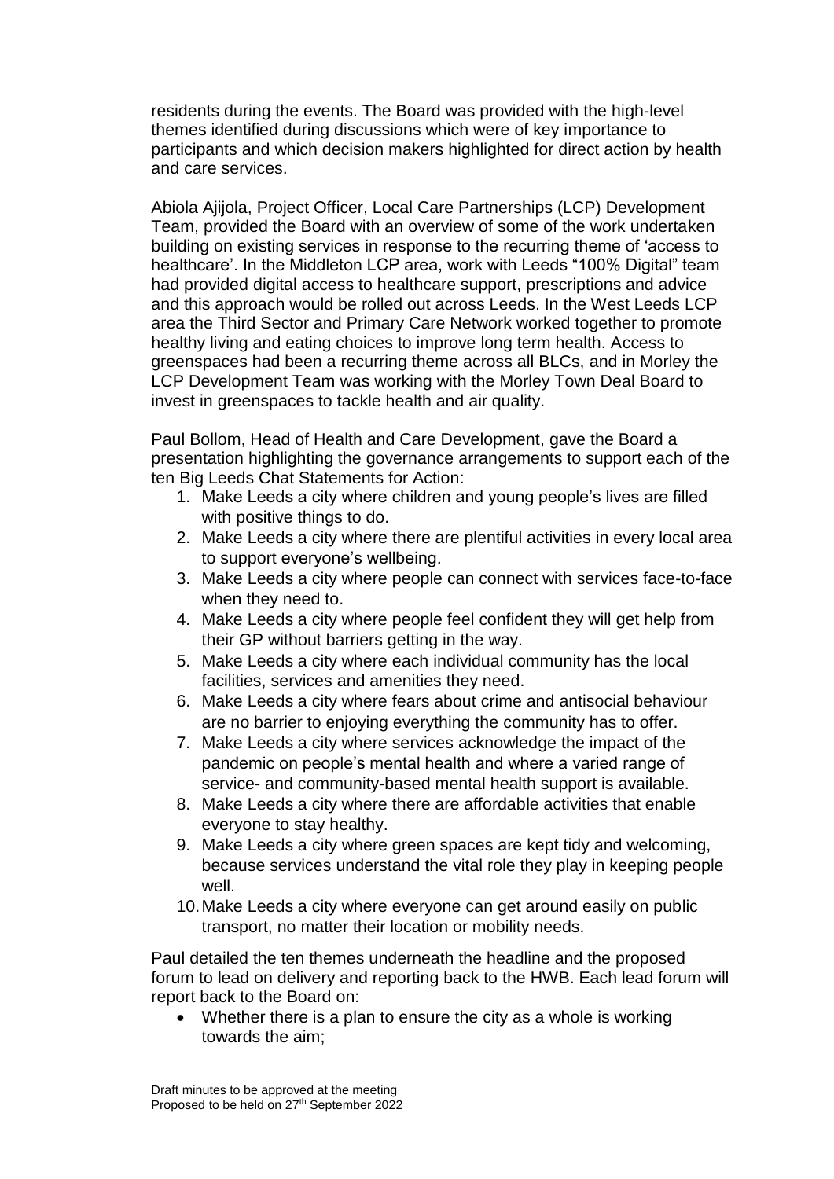residents during the events. The Board was provided with the high-level themes identified during discussions which were of key importance to participants and which decision makers highlighted for direct action by health and care services.

Abiola Ajijola, Project Officer, Local Care Partnerships (LCP) Development Team, provided the Board with an overview of some of the work undertaken building on existing services in response to the recurring theme of 'access to healthcare'. In the Middleton LCP area, work with Leeds "100% Digital" team had provided digital access to healthcare support, prescriptions and advice and this approach would be rolled out across Leeds. In the West Leeds LCP area the Third Sector and Primary Care Network worked together to promote healthy living and eating choices to improve long term health. Access to greenspaces had been a recurring theme across all BLCs, and in Morley the LCP Development Team was working with the Morley Town Deal Board to invest in greenspaces to tackle health and air quality.

Paul Bollom, Head of Health and Care Development, gave the Board a presentation highlighting the governance arrangements to support each of the ten Big Leeds Chat Statements for Action:

1. Make Leeds a city where children and young people's lives are filled with positive things to do.
2. Make Leeds a city where there are plentiful activities in every local area to support everyone's wellbeing.
3. Make Leeds a city where people can connect with services face-to-face when they need to.
4. Make Leeds a city where people feel confident they will get help from their GP without barriers getting in the way.
5. Make Leeds a city where each individual community has the local facilities, services and amenities they need.
6. Make Leeds a city where fears about crime and antisocial behaviour are no barrier to enjoying everything the community has to offer.
7. Make Leeds a city where services acknowledge the impact of the pandemic on people's mental health and where a varied range of service- and community-based mental health support is available.
8. Make Leeds a city where there are affordable activities that enable everyone to stay healthy.
9. Make Leeds a city where green spaces are kept tidy and welcoming, because services understand the vital role they play in keeping people well.
10. Make Leeds a city where everyone can get around easily on public transport, no matter their location or mobility needs.

Paul detailed the ten themes underneath the headline and the proposed forum to lead on delivery and reporting back to the HWB. Each lead forum will report back to the Board on:

- Whether there is a plan to ensure the city as a whole is working towards the aim;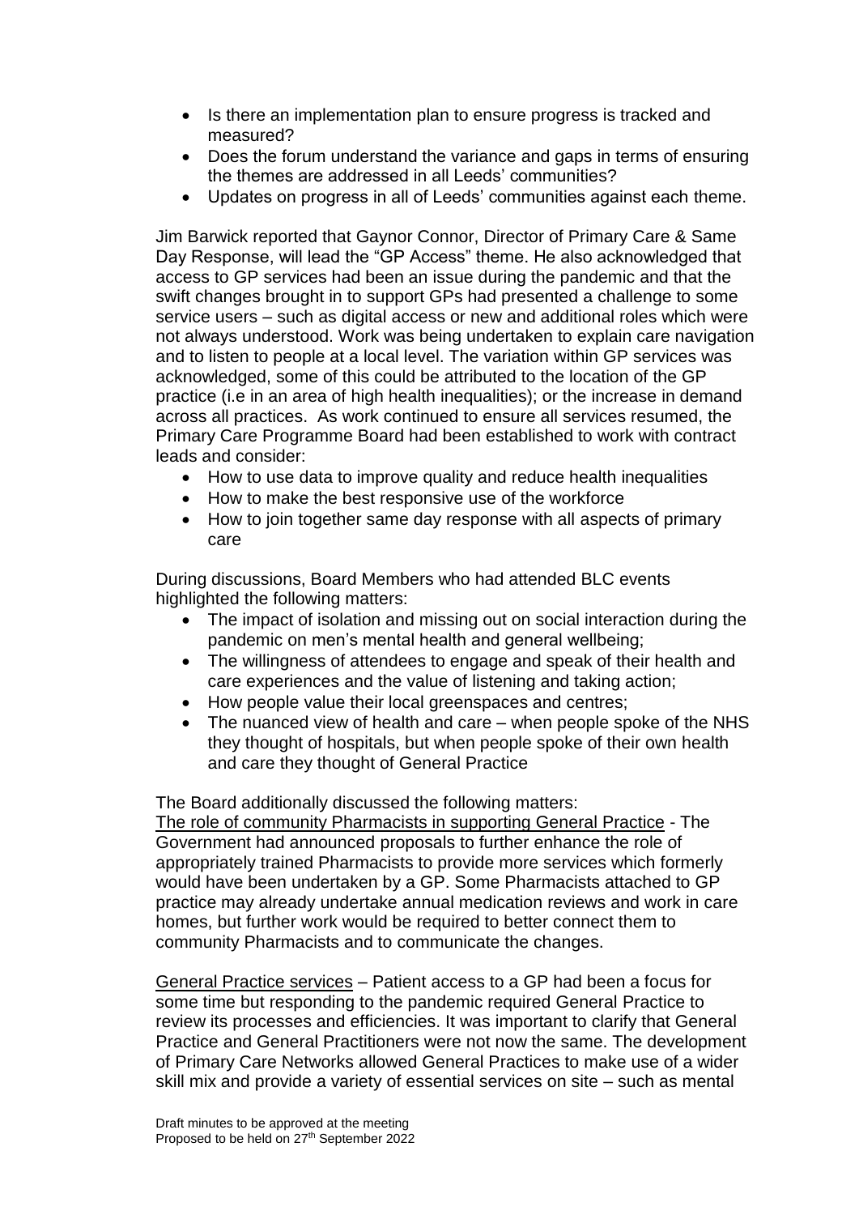- Is there an implementation plan to ensure progress is tracked and measured?
- Does the forum understand the variance and gaps in terms of ensuring the themes are addressed in all Leeds' communities?
- Updates on progress in all of Leeds' communities against each theme.

Jim Barwick reported that Gaynor Connor, Director of Primary Care & Same Day Response, will lead the "GP Access" theme. He also acknowledged that access to GP services had been an issue during the pandemic and that the swift changes brought in to support GPs had presented a challenge to some service users – such as digital access or new and additional roles which were not always understood. Work was being undertaken to explain care navigation and to listen to people at a local level. The variation within GP services was acknowledged, some of this could be attributed to the location of the GP practice (i.e in an area of high health inequalities); or the increase in demand across all practices. As work continued to ensure all services resumed, the Primary Care Programme Board had been established to work with contract leads and consider:

- How to use data to improve quality and reduce health inequalities
- How to make the best responsive use of the workforce
- How to join together same day response with all aspects of primary care

During discussions, Board Members who had attended BLC events highlighted the following matters:

- The impact of isolation and missing out on social interaction during the pandemic on men's mental health and general wellbeing;
- The willingness of attendees to engage and speak of their health and care experiences and the value of listening and taking action;
- How people value their local greenspaces and centres;
- The nuanced view of health and care – when people spoke of the NHS they thought of hospitals, but when people spoke of their own health and care they thought of General Practice

The Board additionally discussed the following matters:

The role of community Pharmacists in supporting General Practice - The Government had announced proposals to further enhance the role of appropriately trained Pharmacists to provide more services which formerly would have been undertaken by a GP. Some Pharmacists attached to GP practice may already undertake annual medication reviews and work in care homes, but further work would be required to better connect them to community Pharmacists and to communicate the changes.

General Practice services – Patient access to a GP had been a focus for some time but responding to the pandemic required General Practice to review its processes and efficiencies. It was important to clarify that General Practice and General Practitioners were not now the same. The development of Primary Care Networks allowed General Practices to make use of a wider skill mix and provide a variety of essential services on site – such as mental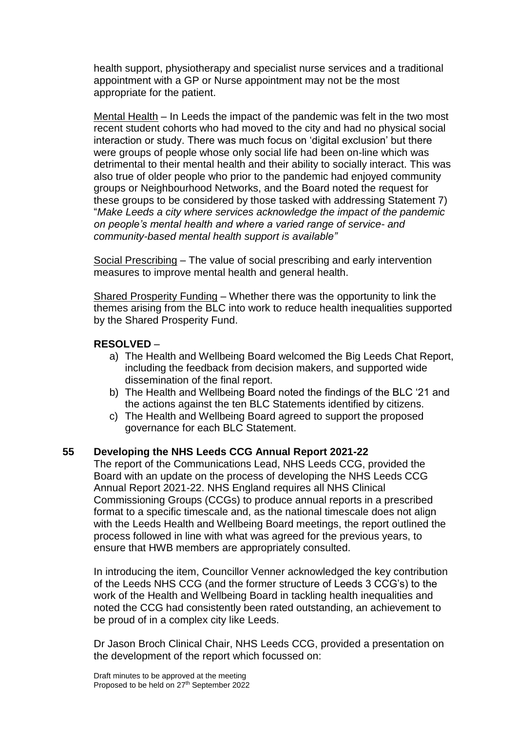health support, physiotherapy and specialist nurse services and a traditional appointment with a GP or Nurse appointment may not be the most appropriate for the patient.

Mental Health – In Leeds the impact of the pandemic was felt in the two most recent student cohorts who had moved to the city and had no physical social interaction or study. There was much focus on 'digital exclusion' but there were groups of people whose only social life had been on-line which was detrimental to their mental health and their ability to socially interact. This was also true of older people who prior to the pandemic had enjoyed community groups or Neighbourhood Networks, and the Board noted the request for these groups to be considered by those tasked with addressing Statement 7) "*Make Leeds a city where services acknowledge the impact of the pandemic on people's mental health and where a varied range of service- and community-based mental health support is available"*

Social Prescribing – The value of social prescribing and early intervention measures to improve mental health and general health.

Shared Prosperity Funding – Whether there was the opportunity to link the themes arising from the BLC into work to reduce health inequalities supported by the Shared Prosperity Fund.

**RESOLVED** –

a) The Health and Wellbeing Board welcomed the Big Leeds Chat Report, including the feedback from decision makers, and supported wide dissemination of the final report.
b) The Health and Wellbeing Board noted the findings of the BLC '21 and the actions against the ten BLC Statements identified by citizens.
c) The Health and Wellbeing Board agreed to support the proposed governance for each BLC Statement.

## 55 Developing the NHS Leeds CCG Annual Report 2021-22

The report of the Communications Lead, NHS Leeds CCG, provided the Board with an update on the process of developing the NHS Leeds CCG Annual Report 2021-22. NHS England requires all NHS Clinical Commissioning Groups (CCGs) to produce annual reports in a prescribed format to a specific timescale and, as the national timescale does not align with the Leeds Health and Wellbeing Board meetings, the report outlined the process followed in line with what was agreed for the previous years, to ensure that HWB members are appropriately consulted.

In introducing the item, Councillor Venner acknowledged the key contribution of the Leeds NHS CCG (and the former structure of Leeds 3 CCG's) to the work of the Health and Wellbeing Board in tackling health inequalities and noted the CCG had consistently been rated outstanding, an achievement to be proud of in a complex city like Leeds.

Dr Jason Broch Clinical Chair, NHS Leeds CCG, provided a presentation on the development of the report which focussed on: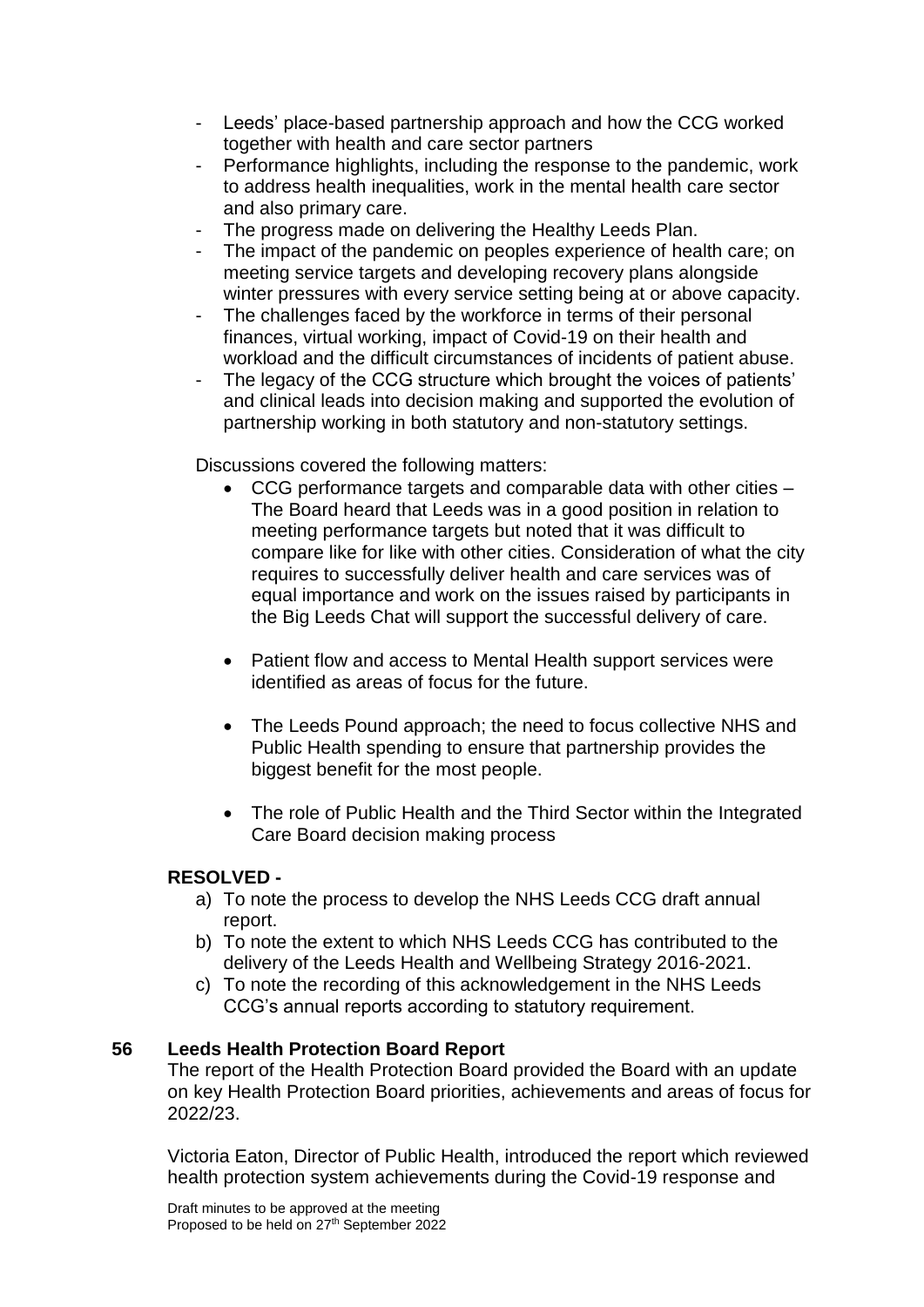- Leeds' place-based partnership approach and how the CCG worked together with health and care sector partners
- Performance highlights, including the response to the pandemic, work to address health inequalities, work in the mental health care sector and also primary care.
- The progress made on delivering the Healthy Leeds Plan.
- The impact of the pandemic on peoples experience of health care; on meeting service targets and developing recovery plans alongside winter pressures with every service setting being at or above capacity.
- The challenges faced by the workforce in terms of their personal finances, virtual working, impact of Covid-19 on their health and workload and the difficult circumstances of incidents of patient abuse.
- The legacy of the CCG structure which brought the voices of patients' and clinical leads into decision making and supported the evolution of partnership working in both statutory and non-statutory settings.

Discussions covered the following matters:

- CCG performance targets and comparable data with other cities – The Board heard that Leeds was in a good position in relation to meeting performance targets but noted that it was difficult to compare like for like with other cities. Consideration of what the city requires to successfully deliver health and care services was of equal importance and work on the issues raised by participants in the Big Leeds Chat will support the successful delivery of care.

- Patient flow and access to Mental Health support services were identified as areas of focus for the future.

- The Leeds Pound approach; the need to focus collective NHS and Public Health spending to ensure that partnership provides the biggest benefit for the most people.

- The role of Public Health and the Third Sector within the Integrated Care Board decision making process

**RESOLVED -**

a) To note the process to develop the NHS Leeds CCG draft annual report.
b) To note the extent to which NHS Leeds CCG has contributed to the delivery of the Leeds Health and Wellbeing Strategy 2016-2021.
c) To note the recording of this acknowledgement in the NHS Leeds CCG's annual reports according to statutory requirement.

## 56 Leeds Health Protection Board Report

The report of the Health Protection Board provided the Board with an update on key Health Protection Board priorities, achievements and areas of focus for 2022/23.

Victoria Eaton, Director of Public Health, introduced the report which reviewed health protection system achievements during the Covid-19 response and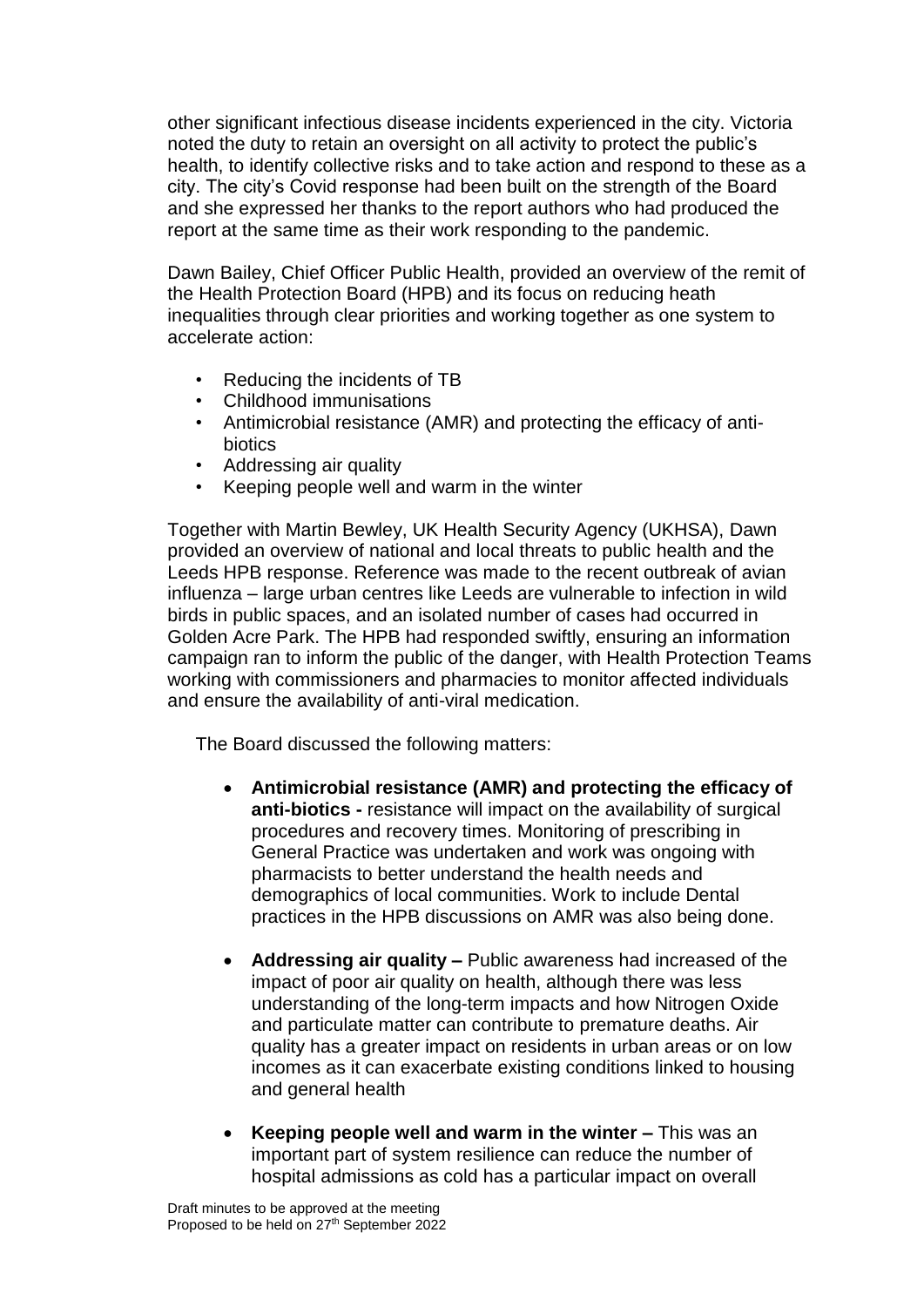other significant infectious disease incidents experienced in the city. Victoria noted the duty to retain an oversight on all activity to protect the public's health, to identify collective risks and to take action and respond to these as a city. The city's Covid response had been built on the strength of the Board and she expressed her thanks to the report authors who had produced the report at the same time as their work responding to the pandemic.

Dawn Bailey, Chief Officer Public Health, provided an overview of the remit of the Health Protection Board (HPB) and its focus on reducing heath inequalities through clear priorities and working together as one system to accelerate action:

- Reducing the incidents of TB
- Childhood immunisations
- Antimicrobial resistance (AMR) and protecting the efficacy of anti-biotics
- Addressing air quality
- Keeping people well and warm in the winter

Together with Martin Bewley, UK Health Security Agency (UKHSA), Dawn provided an overview of national and local threats to public health and the Leeds HPB response. Reference was made to the recent outbreak of avian influenza – large urban centres like Leeds are vulnerable to infection in wild birds in public spaces, and an isolated number of cases had occurred in Golden Acre Park. The HPB had responded swiftly, ensuring an information campaign ran to inform the public of the danger, with Health Protection Teams working with commissioners and pharmacies to monitor affected individuals and ensure the availability of anti-viral medication.

The Board discussed the following matters:

- **Antimicrobial resistance (AMR) and protecting the efficacy of anti-biotics -** resistance will impact on the availability of surgical procedures and recovery times. Monitoring of prescribing in General Practice was undertaken and work was ongoing with pharmacists to better understand the health needs and demographics of local communities. Work to include Dental practices in the HPB discussions on AMR was also being done.

- **Addressing air quality –** Public awareness had increased of the impact of poor air quality on health, although there was less understanding of the long-term impacts and how Nitrogen Oxide and particulate matter can contribute to premature deaths. Air quality has a greater impact on residents in urban areas or on low incomes as it can exacerbate existing conditions linked to housing and general health

- **Keeping people well and warm in the winter –** This was an important part of system resilience can reduce the number of hospital admissions as cold has a particular impact on overall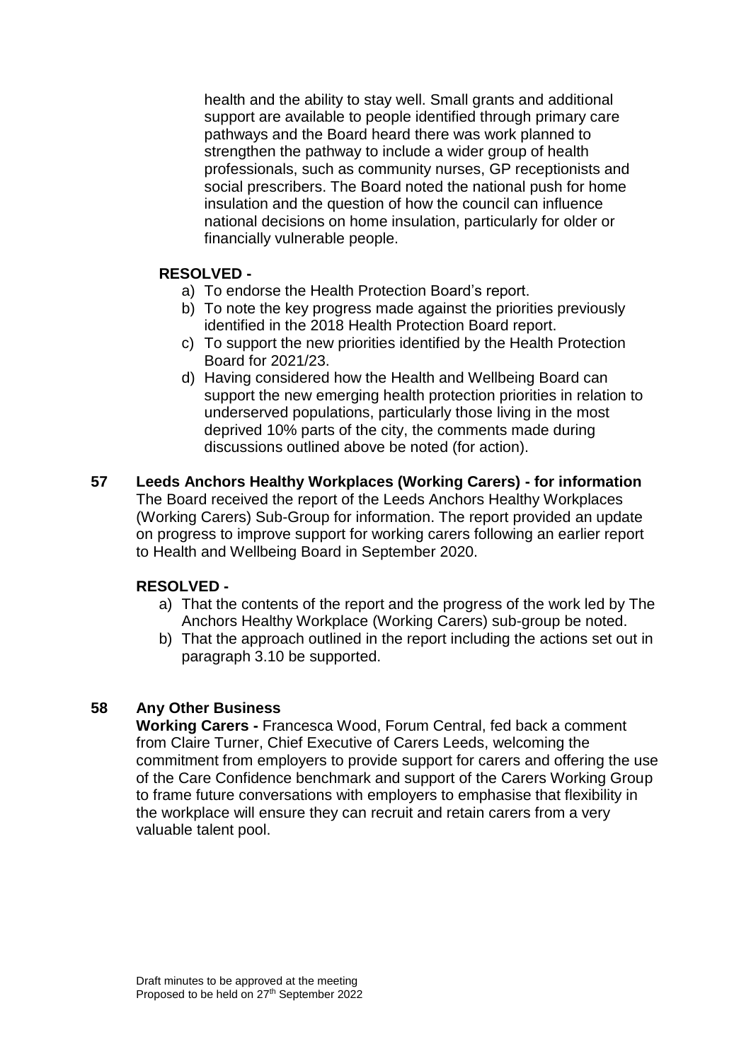health and the ability to stay well. Small grants and additional support are available to people identified through primary care pathways and the Board heard there was work planned to strengthen the pathway to include a wider group of health professionals, such as community nurses, GP receptionists and social prescribers. The Board noted the national push for home insulation and the question of how the council can influence national decisions on home insulation, particularly for older or financially vulnerable people.

**RESOLVED -**

a) To endorse the Health Protection Board's report.
b) To note the key progress made against the priorities previously identified in the 2018 Health Protection Board report.
c) To support the new priorities identified by the Health Protection Board for 2021/23.
d) Having considered how the Health and Wellbeing Board can support the new emerging health protection priorities in relation to underserved populations, particularly those living in the most deprived 10% parts of the city, the comments made during discussions outlined above be noted (for action).

**57 Leeds Anchors Healthy Workplaces (Working Carers) - for information**

The Board received the report of the Leeds Anchors Healthy Workplaces (Working Carers) Sub-Group for information. The report provided an update on progress to improve support for working carers following an earlier report to Health and Wellbeing Board in September 2020.

**RESOLVED -**

a) That the contents of the report and the progress of the work led by The Anchors Healthy Workplace (Working Carers) sub-group be noted.
b) That the approach outlined in the report including the actions set out in paragraph 3.10 be supported.

**58 Any Other Business**

**Working Carers -** Francesca Wood, Forum Central, fed back a comment from Claire Turner, Chief Executive of Carers Leeds, welcoming the commitment from employers to provide support for carers and offering the use of the Care Confidence benchmark and support of the Carers Working Group to frame future conversations with employers to emphasise that flexibility in the workplace will ensure they can recruit and retain carers from a very valuable talent pool.

Draft minutes to be approved at the meeting
Proposed to be held on 27th September 2022